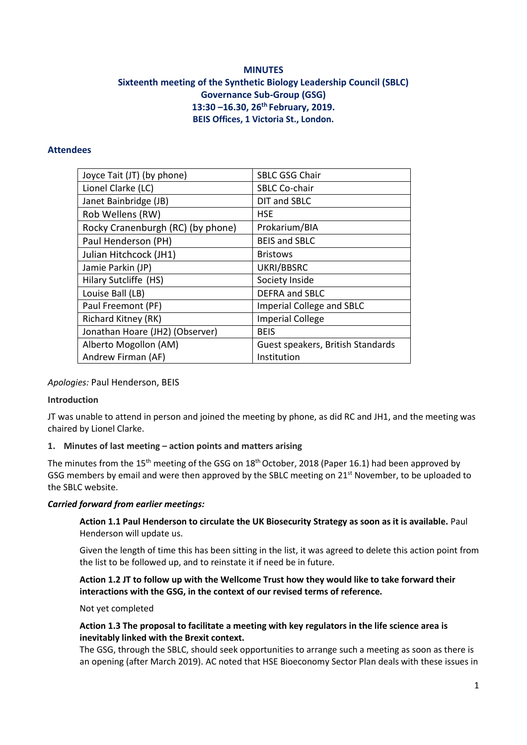**MINUTES**

**Sixteenth meeting of the Synthetic Biology Leadership Council (SBLC) Governance Sub-Group (GSG)**

**13:30 –16.30, 26th February, 2019.**

**BEIS Offices, 1 Victoria St., London.**

## Attendees

| | |
|---|---|
| Joyce Tait (JT) (by phone) | SBLC GSG Chair |
| Lionel Clarke (LC) | SBLC Co-chair |
| Janet Bainbridge (JB) | DIT and SBLC |
| Rob Wellens (RW) | HSE |
| Rocky Cranenburgh (RC) (by phone) | Prokarium/BIA |
| Paul Henderson (PH) | BEIS and SBLC |
| Julian Hitchcock (JH1) | Bristows |
| Jamie Parkin (JP) | UKRI/BBSRC |
| Hilary Sutcliffe (HS) | Society Inside |
| Louise Ball (LB) | DEFRA and SBLC |
| Paul Freemont (PF) | Imperial College and SBLC |
| Richard Kitney (RK) | Imperial College |
| Jonathan Hoare (JH2) (Observer) | BEIS |
| Alberto Mogollon (AM)<br>Andrew Firman (AF) | Guest speakers, British Standards Institution |

*Apologies:* Paul Henderson, BEIS

**Introduction**

JT was unable to attend in person and joined the meeting by phone, as did RC and JH1, and the meeting was chaired by Lionel Clarke.

**1. Minutes of last meeting – action points and matters arising**

The minutes from the 15th meeting of the GSG on 18th October, 2018 (Paper 16.1) had been approved by GSG members by email and were then approved by the SBLC meeting on 21st November, to be uploaded to the SBLC website.

***Carried forward from earlier meetings:***

> **Action 1.1 Paul Henderson to circulate the UK Biosecurity Strategy as soon as it is available.** Paul Henderson will update us.
>
> Given the length of time this has been sitting in the list, it was agreed to delete this action point from the list to be followed up, and to reinstate it if need be in future.
>
> **Action 1.2 JT to follow up with the Wellcome Trust how they would like to take forward their interactions with the GSG, in the context of our revised terms of reference.**
>
> Not yet completed
>
> **Action 1.3 The proposal to facilitate a meeting with key regulators in the life science area is inevitably linked with the Brexit context.**
> The GSG, through the SBLC, should seek opportunities to arrange such a meeting as soon as there is an opening (after March 2019). AC noted that HSE Bioeconomy Sector Plan deals with these issues in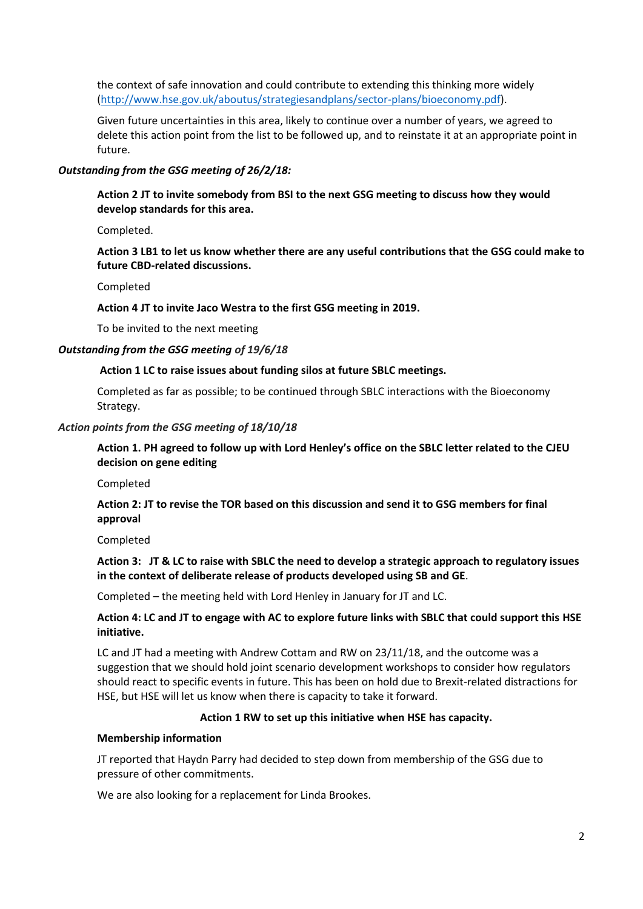the context of safe innovation and could contribute to extending this thinking more widely (http://www.hse.gov.uk/aboutus/strategiesandplans/sector-plans/bioeconomy.pdf).

Given future uncertainties in this area, likely to continue over a number of years, we agreed to delete this action point from the list to be followed up, and to reinstate it at an appropriate point in future.

***Outstanding from the GSG meeting of 26/2/18:***

**Action 2 JT to invite somebody from BSI to the next GSG meeting to discuss how they would develop standards for this area.**

Completed.

**Action 3 LB1 to let us know whether there are any useful contributions that the GSG could make to future CBD-related discussions.**

Completed

**Action 4 JT to invite Jaco Westra to the first GSG meeting in 2019.**

To be invited to the next meeting

***Outstanding from the GSG meeting of 19/6/18***

**Action 1 LC to raise issues about funding silos at future SBLC meetings.**

Completed as far as possible; to be continued through SBLC interactions with the Bioeconomy Strategy.

***Action points from the GSG meeting of 18/10/18***

**Action 1. PH agreed to follow up with Lord Henley's office on the SBLC letter related to the CJEU decision on gene editing**

Completed

**Action 2: JT to revise the TOR based on this discussion and send it to GSG members for final approval**

Completed

**Action 3: JT & LC to raise with SBLC the need to develop a strategic approach to regulatory issues in the context of deliberate release of products developed using SB and GE**.

Completed – the meeting held with Lord Henley in January for JT and LC.

**Action 4: LC and JT to engage with AC to explore future links with SBLC that could support this HSE initiative.**

LC and JT had a meeting with Andrew Cottam and RW on 23/11/18, and the outcome was a suggestion that we should hold joint scenario development workshops to consider how regulators should react to specific events in future. This has been on hold due to Brexit-related distractions for HSE, but HSE will let us know when there is capacity to take it forward.

**Action 1 RW to set up this initiative when HSE has capacity.**

**Membership information**

JT reported that Haydn Parry had decided to step down from membership of the GSG due to pressure of other commitments.

We are also looking for a replacement for Linda Brookes.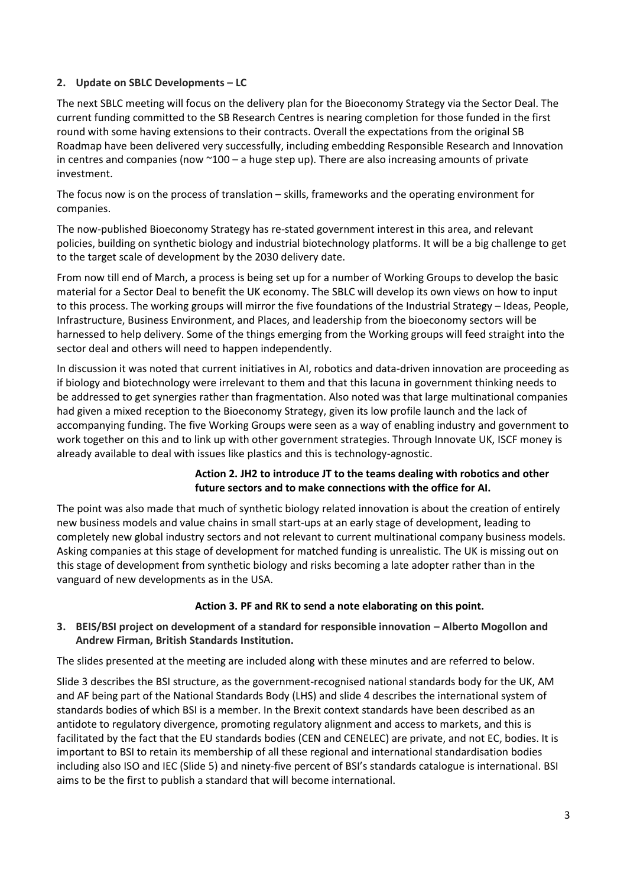**2. Update on SBLC Developments – LC**

The next SBLC meeting will focus on the delivery plan for the Bioeconomy Strategy via the Sector Deal. The current funding committed to the SB Research Centres is nearing completion for those funded in the first round with some having extensions to their contracts. Overall the expectations from the original SB Roadmap have been delivered very successfully, including embedding Responsible Research and Innovation in centres and companies (now ~100 – a huge step up). There are also increasing amounts of private investment.

The focus now is on the process of translation – skills, frameworks and the operating environment for companies.

The now-published Bioeconomy Strategy has re-stated government interest in this area, and relevant policies, building on synthetic biology and industrial biotechnology platforms. It will be a big challenge to get to the target scale of development by the 2030 delivery date.

From now till end of March, a process is being set up for a number of Working Groups to develop the basic material for a Sector Deal to benefit the UK economy. The SBLC will develop its own views on how to input to this process. The working groups will mirror the five foundations of the Industrial Strategy – Ideas, People, Infrastructure, Business Environment, and Places, and leadership from the bioeconomy sectors will be harnessed to help delivery. Some of the things emerging from the Working groups will feed straight into the sector deal and others will need to happen independently.

In discussion it was noted that current initiatives in AI, robotics and data-driven innovation are proceeding as if biology and biotechnology were irrelevant to them and that this lacuna in government thinking needs to be addressed to get synergies rather than fragmentation. Also noted was that large multinational companies had given a mixed reception to the Bioeconomy Strategy, given its low profile launch and the lack of accompanying funding. The five Working Groups were seen as a way of enabling industry and government to work together on this and to link up with other government strategies. Through Innovate UK, ISCF money is already available to deal with issues like plastics and this is technology-agnostic.

**Action 2. JH2 to introduce JT to the teams dealing with robotics and other future sectors and to make connections with the office for AI.**

The point was also made that much of synthetic biology related innovation is about the creation of entirely new business models and value chains in small start-ups at an early stage of development, leading to completely new global industry sectors and not relevant to current multinational company business models. Asking companies at this stage of development for matched funding is unrealistic. The UK is missing out on this stage of development from synthetic biology and risks becoming a late adopter rather than in the vanguard of new developments as in the USA.

**Action 3. PF and RK to send a note elaborating on this point.**

**3. BEIS/BSI project on development of a standard for responsible innovation – Alberto Mogollon and Andrew Firman, British Standards Institution.**

The slides presented at the meeting are included along with these minutes and are referred to below.

Slide 3 describes the BSI structure, as the government-recognised national standards body for the UK, AM and AF being part of the National Standards Body (LHS) and slide 4 describes the international system of standards bodies of which BSI is a member. In the Brexit context standards have been described as an antidote to regulatory divergence, promoting regulatory alignment and access to markets, and this is facilitated by the fact that the EU standards bodies (CEN and CENELEC) are private, and not EC, bodies. It is important to BSI to retain its membership of all these regional and international standardisation bodies including also ISO and IEC (Slide 5) and ninety-five percent of BSI's standards catalogue is international. BSI aims to be the first to publish a standard that will become international.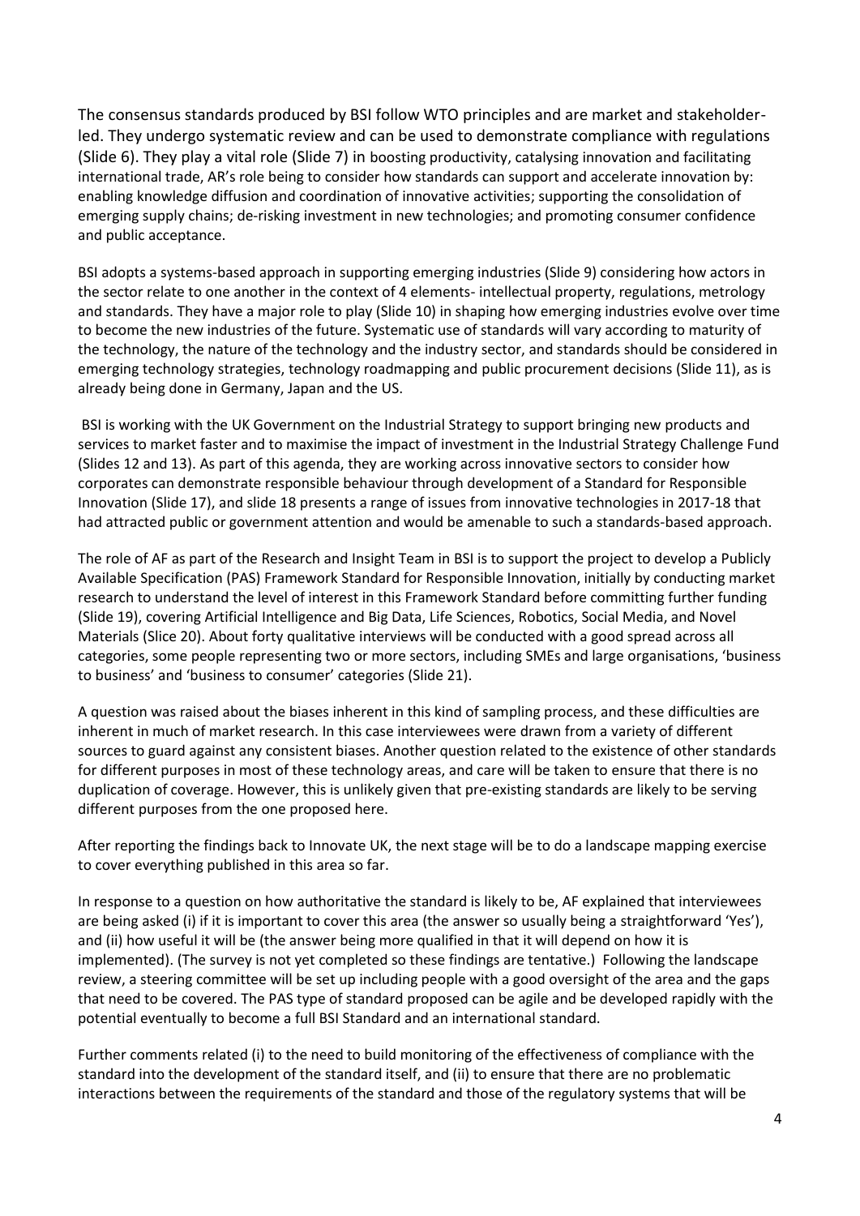The consensus standards produced by BSI follow WTO principles and are market and stakeholder-led. They undergo systematic review and can be used to demonstrate compliance with regulations (Slide 6). They play a vital role (Slide 7) in boosting productivity, catalysing innovation and facilitating international trade, AR's role being to consider how standards can support and accelerate innovation by: enabling knowledge diffusion and coordination of innovative activities; supporting the consolidation of emerging supply chains; de-risking investment in new technologies; and promoting consumer confidence and public acceptance.

BSI adopts a systems-based approach in supporting emerging industries (Slide 9) considering how actors in the sector relate to one another in the context of 4 elements- intellectual property, regulations, metrology and standards. They have a major role to play (Slide 10) in shaping how emerging industries evolve over time to become the new industries of the future. Systematic use of standards will vary according to maturity of the technology, the nature of the technology and the industry sector, and standards should be considered in emerging technology strategies, technology roadmapping and public procurement decisions (Slide 11), as is already being done in Germany, Japan and the US.

BSI is working with the UK Government on the Industrial Strategy to support bringing new products and services to market faster and to maximise the impact of investment in the Industrial Strategy Challenge Fund (Slides 12 and 13). As part of this agenda, they are working across innovative sectors to consider how corporates can demonstrate responsible behaviour through development of a Standard for Responsible Innovation (Slide 17), and slide 18 presents a range of issues from innovative technologies in 2017-18 that had attracted public or government attention and would be amenable to such a standards-based approach.

The role of AF as part of the Research and Insight Team in BSI is to support the project to develop a Publicly Available Specification (PAS) Framework Standard for Responsible Innovation, initially by conducting market research to understand the level of interest in this Framework Standard before committing further funding (Slide 19), covering Artificial Intelligence and Big Data, Life Sciences, Robotics, Social Media, and Novel Materials (Slice 20). About forty qualitative interviews will be conducted with a good spread across all categories, some people representing two or more sectors, including SMEs and large organisations, 'business to business' and 'business to consumer' categories (Slide 21).

A question was raised about the biases inherent in this kind of sampling process, and these difficulties are inherent in much of market research. In this case interviewees were drawn from a variety of different sources to guard against any consistent biases. Another question related to the existence of other standards for different purposes in most of these technology areas, and care will be taken to ensure that there is no duplication of coverage. However, this is unlikely given that pre-existing standards are likely to be serving different purposes from the one proposed here.

After reporting the findings back to Innovate UK, the next stage will be to do a landscape mapping exercise to cover everything published in this area so far.

In response to a question on how authoritative the standard is likely to be, AF explained that interviewees are being asked (i) if it is important to cover this area (the answer so usually being a straightforward 'Yes'), and (ii) how useful it will be (the answer being more qualified in that it will depend on how it is implemented). (The survey is not yet completed so these findings are tentative.) Following the landscape review, a steering committee will be set up including people with a good oversight of the area and the gaps that need to be covered. The PAS type of standard proposed can be agile and be developed rapidly with the potential eventually to become a full BSI Standard and an international standard.

Further comments related (i) to the need to build monitoring of the effectiveness of compliance with the standard into the development of the standard itself, and (ii) to ensure that there are no problematic interactions between the requirements of the standard and those of the regulatory systems that will be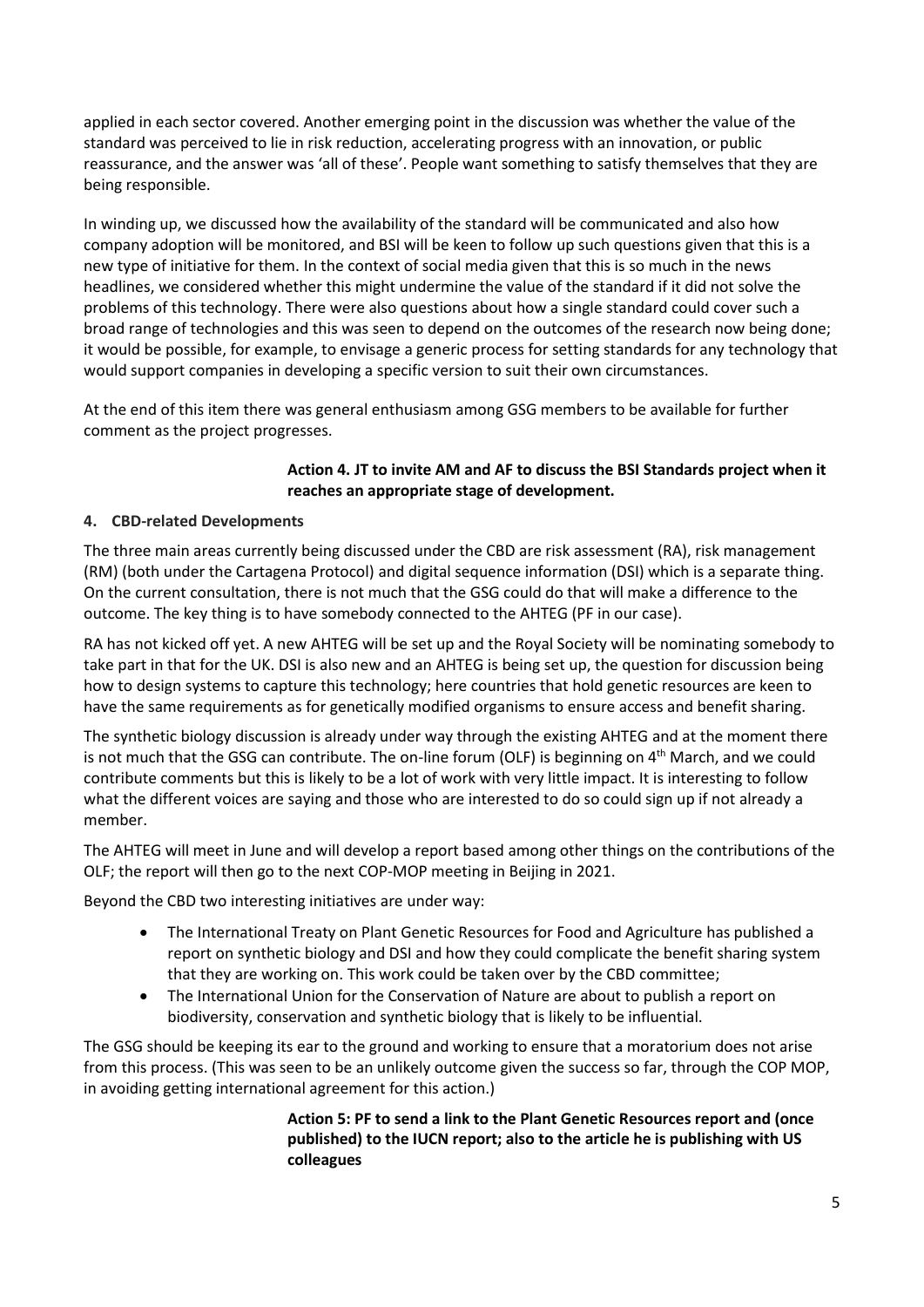applied in each sector covered. Another emerging point in the discussion was whether the value of the standard was perceived to lie in risk reduction, accelerating progress with an innovation, or public reassurance, and the answer was 'all of these'. People want something to satisfy themselves that they are being responsible.

In winding up, we discussed how the availability of the standard will be communicated and also how company adoption will be monitored, and BSI will be keen to follow up such questions given that this is a new type of initiative for them. In the context of social media given that this is so much in the news headlines, we considered whether this might undermine the value of the standard if it did not solve the problems of this technology. There were also questions about how a single standard could cover such a broad range of technologies and this was seen to depend on the outcomes of the research now being done; it would be possible, for example, to envisage a generic process for setting standards for any technology that would support companies in developing a specific version to suit their own circumstances.

At the end of this item there was general enthusiasm among GSG members to be available for further comment as the project progresses.

**Action 4. JT to invite AM and AF to discuss the BSI Standards project when it reaches an appropriate stage of development.**

## 4. CBD-related Developments

The three main areas currently being discussed under the CBD are risk assessment (RA), risk management (RM) (both under the Cartagena Protocol) and digital sequence information (DSI) which is a separate thing. On the current consultation, there is not much that the GSG could do that will make a difference to the outcome. The key thing is to have somebody connected to the AHTEG (PF in our case).

RA has not kicked off yet. A new AHTEG will be set up and the Royal Society will be nominating somebody to take part in that for the UK. DSI is also new and an AHTEG is being set up, the question for discussion being how to design systems to capture this technology; here countries that hold genetic resources are keen to have the same requirements as for genetically modified organisms to ensure access and benefit sharing.

The synthetic biology discussion is already under way through the existing AHTEG and at the moment there is not much that the GSG can contribute. The on-line forum (OLF) is beginning on 4th March, and we could contribute comments but this is likely to be a lot of work with very little impact. It is interesting to follow what the different voices are saying and those who are interested to do so could sign up if not already a member.

The AHTEG will meet in June and will develop a report based among other things on the contributions of the OLF; the report will then go to the next COP-MOP meeting in Beijing in 2021.

Beyond the CBD two interesting initiatives are under way:

- The International Treaty on Plant Genetic Resources for Food and Agriculture has published a report on synthetic biology and DSI and how they could complicate the benefit sharing system that they are working on. This work could be taken over by the CBD committee;
- The International Union for the Conservation of Nature are about to publish a report on biodiversity, conservation and synthetic biology that is likely to be influential.

The GSG should be keeping its ear to the ground and working to ensure that a moratorium does not arise from this process. (This was seen to be an unlikely outcome given the success so far, through the COP MOP, in avoiding getting international agreement for this action.)

**Action 5: PF to send a link to the Plant Genetic Resources report and (once published) to the IUCN report; also to the article he is publishing with US colleagues**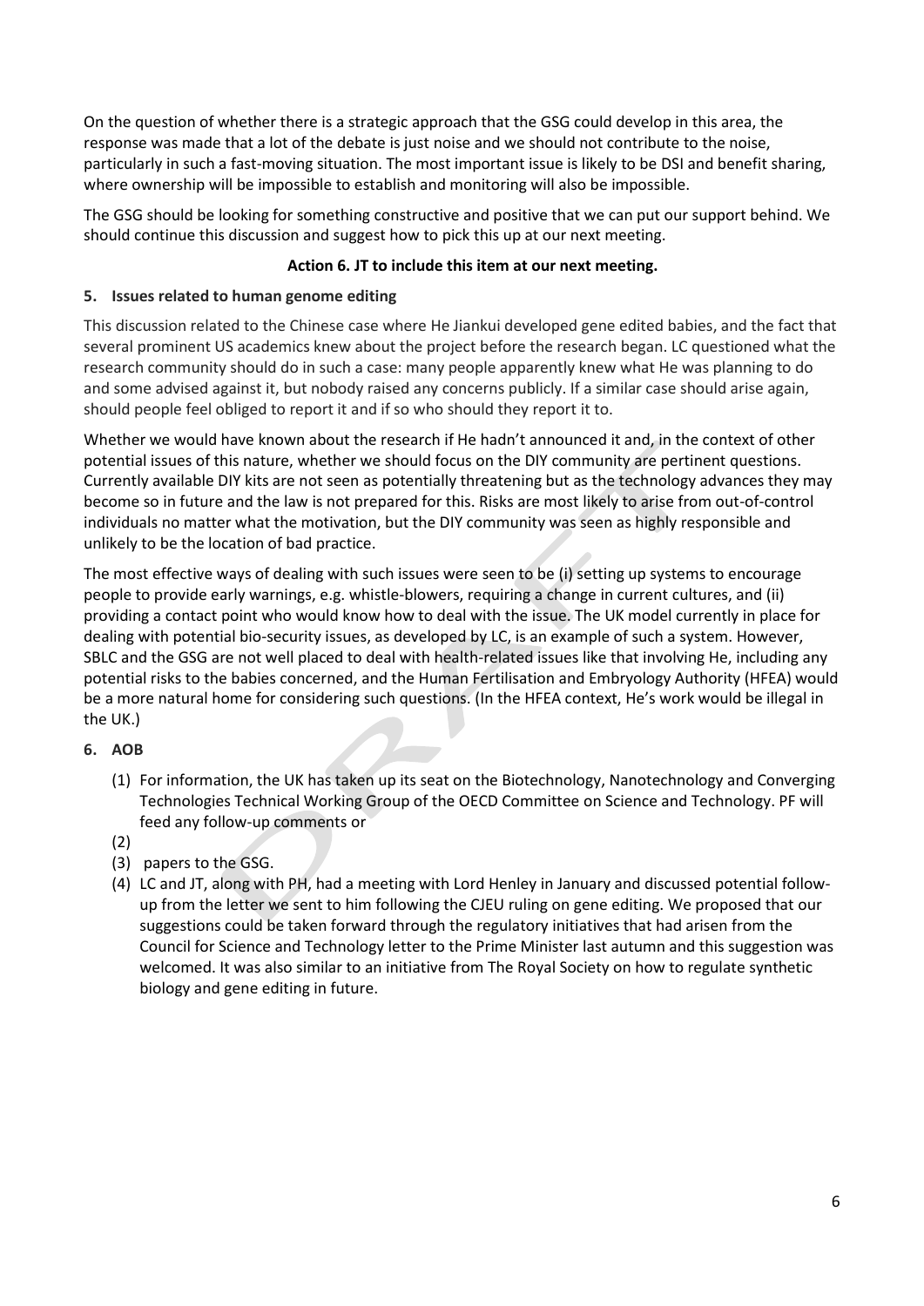On the question of whether there is a strategic approach that the GSG could develop in this area, the response was made that a lot of the debate is just noise and we should not contribute to the noise, particularly in such a fast-moving situation. The most important issue is likely to be DSI and benefit sharing, where ownership will be impossible to establish and monitoring will also be impossible.

The GSG should be looking for something constructive and positive that we can put our support behind. We should continue this discussion and suggest how to pick this up at our next meeting.

**Action 6. JT to include this item at our next meeting.**

## 5. Issues related to human genome editing

This discussion related to the Chinese case where He Jiankui developed gene edited babies, and the fact that several prominent US academics knew about the project before the research began. LC questioned what the research community should do in such a case: many people apparently knew what He was planning to do and some advised against it, but nobody raised any concerns publicly. If a similar case should arise again, should people feel obliged to report it and if so who should they report it to.

Whether we would have known about the research if He hadn't announced it and, in the context of other potential issues of this nature, whether we should focus on the DIY community are pertinent questions. Currently available DIY kits are not seen as potentially threatening but as the technology advances they may become so in future and the law is not prepared for this. Risks are most likely to arise from out-of-control individuals no matter what the motivation, but the DIY community was seen as highly responsible and unlikely to be the location of bad practice.

The most effective ways of dealing with such issues were seen to be (i) setting up systems to encourage people to provide early warnings, e.g. whistle-blowers, requiring a change in current cultures, and (ii) providing a contact point who would know how to deal with the issue. The UK model currently in place for dealing with potential bio-security issues, as developed by LC, is an example of such a system. However, SBLC and the GSG are not well placed to deal with health-related issues like that involving He, including any potential risks to the babies concerned, and the Human Fertilisation and Embryology Authority (HFEA) would be a more natural home for considering such questions. (In the HFEA context, He's work would be illegal in the UK.)

## 6. AOB

(1) For information, the UK has taken up its seat on the Biotechnology, Nanotechnology and Converging Technologies Technical Working Group of the OECD Committee on Science and Technology. PF will feed any follow-up comments or

(2)

(3) papers to the GSG.

(4) LC and JT, along with PH, had a meeting with Lord Henley in January and discussed potential follow-up from the letter we sent to him following the CJEU ruling on gene editing. We proposed that our suggestions could be taken forward through the regulatory initiatives that had arisen from the Council for Science and Technology letter to the Prime Minister last autumn and this suggestion was welcomed. It was also similar to an initiative from The Royal Society on how to regulate synthetic biology and gene editing in future.